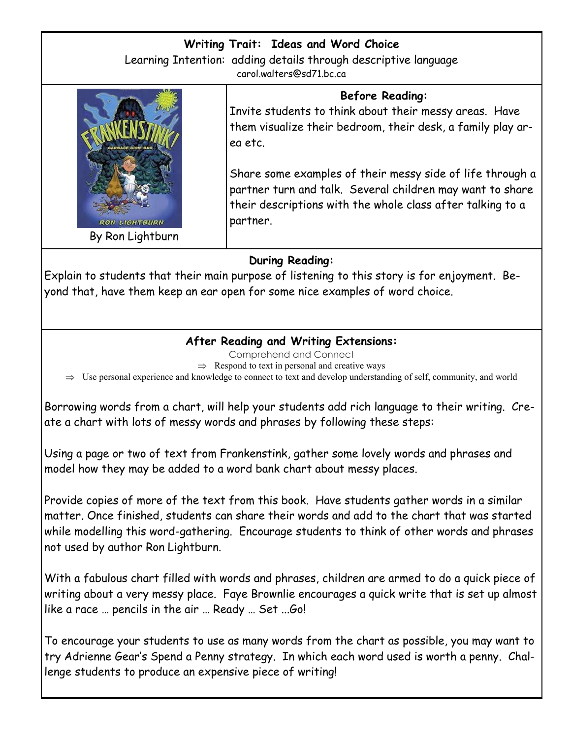## Writing Trait: Ideas and Word Choice

Learning Intention: adding details through descriptive language

carol.walters@sd71.bc.ca

By Ron Lightburn

### Before Reading:

Invite students to think about their messy areas. Have them visualize their bedroom, their desk, a family play area etc.

Share some examples of their messy side of life through a partner turn and talk. Several children may want to share their descriptions with the whole class after talking to a partner.

### During Reading:

Explain to students that their main purpose of listening to this story is for enjoyment. Beyond that, have them keep an ear open for some nice examples of word choice.

### After Reading and Writing Extensions:

Comprehend and Connect

⇒ Respond to text in personal and creative ways

⇒ Use personal experience and knowledge to connect to text and develop understanding of self, community, and world

Borrowing words from a chart, will help your students add rich language to their writing. Create a chart with lots of messy words and phrases by following these steps:

Using a page or two of text from Frankenstink, gather some lovely words and phrases and model how they may be added to a word bank chart about messy places.

Provide copies of more of the text from this book. Have students gather words in a similar matter. Once finished, students can share their words and add to the chart that was started while modelling this word-gathering. Encourage students to think of other words and phrases not used by author Ron Lightburn.

With a fabulous chart filled with words and phrases, children are armed to do a quick piece of writing about a very messy place. Faye Brownlie encourages a quick write that is set up almost like a race … pencils in the air … Ready … Set ...Go!

To encourage your students to use as many words from the chart as possible, you may want to try Adrienne Gear's Spend a Penny strategy. In which each word used is worth a penny. Challenge students to produce an expensive piece of writing!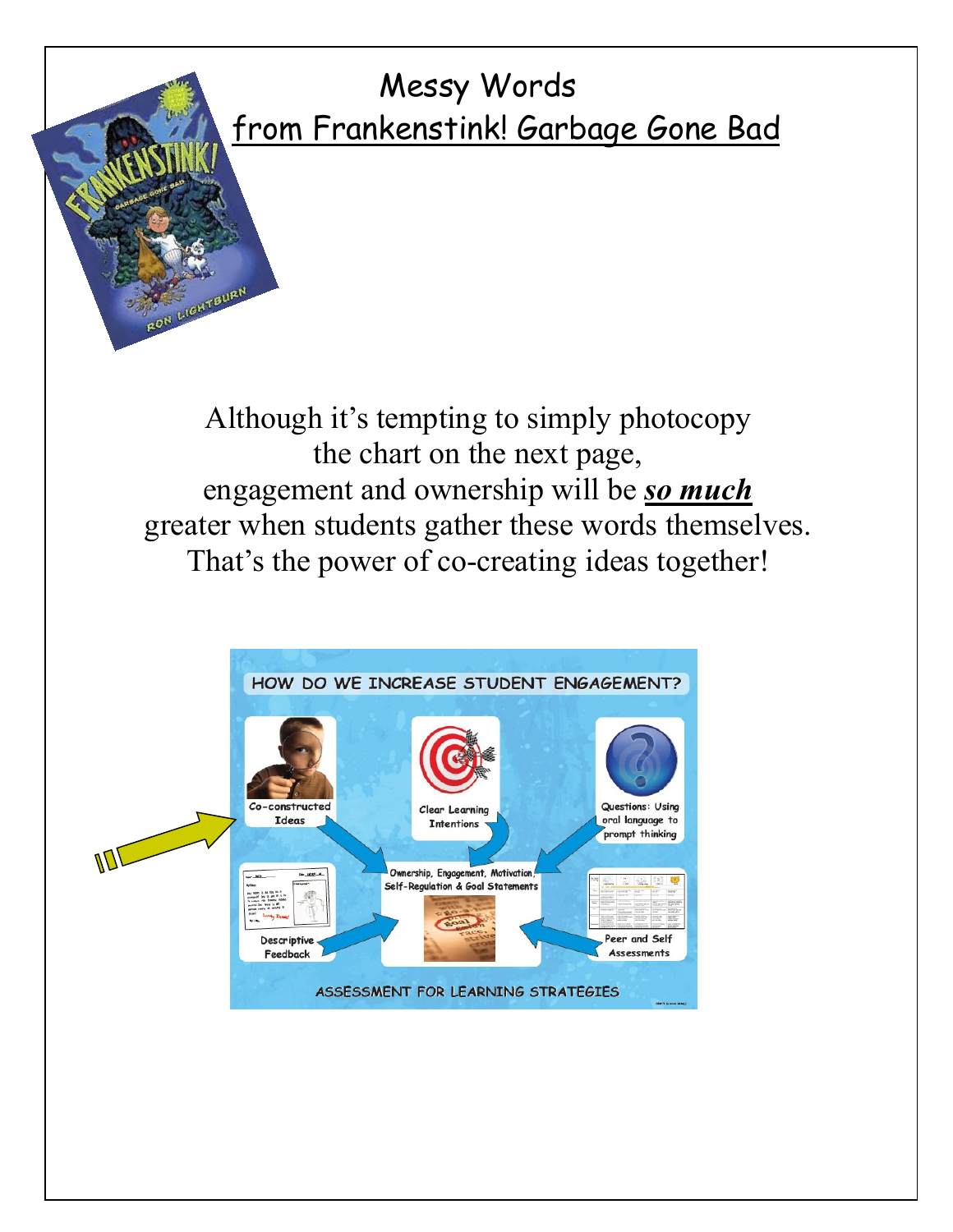# Messy Words

## from Frankenstink! Garbage Gone Bad

Although it's tempting to simply photocopy the chart on the next page, engagement and ownership will be ***so much*** greater when students gather these words themselves. That's the power of co-creating ideas together!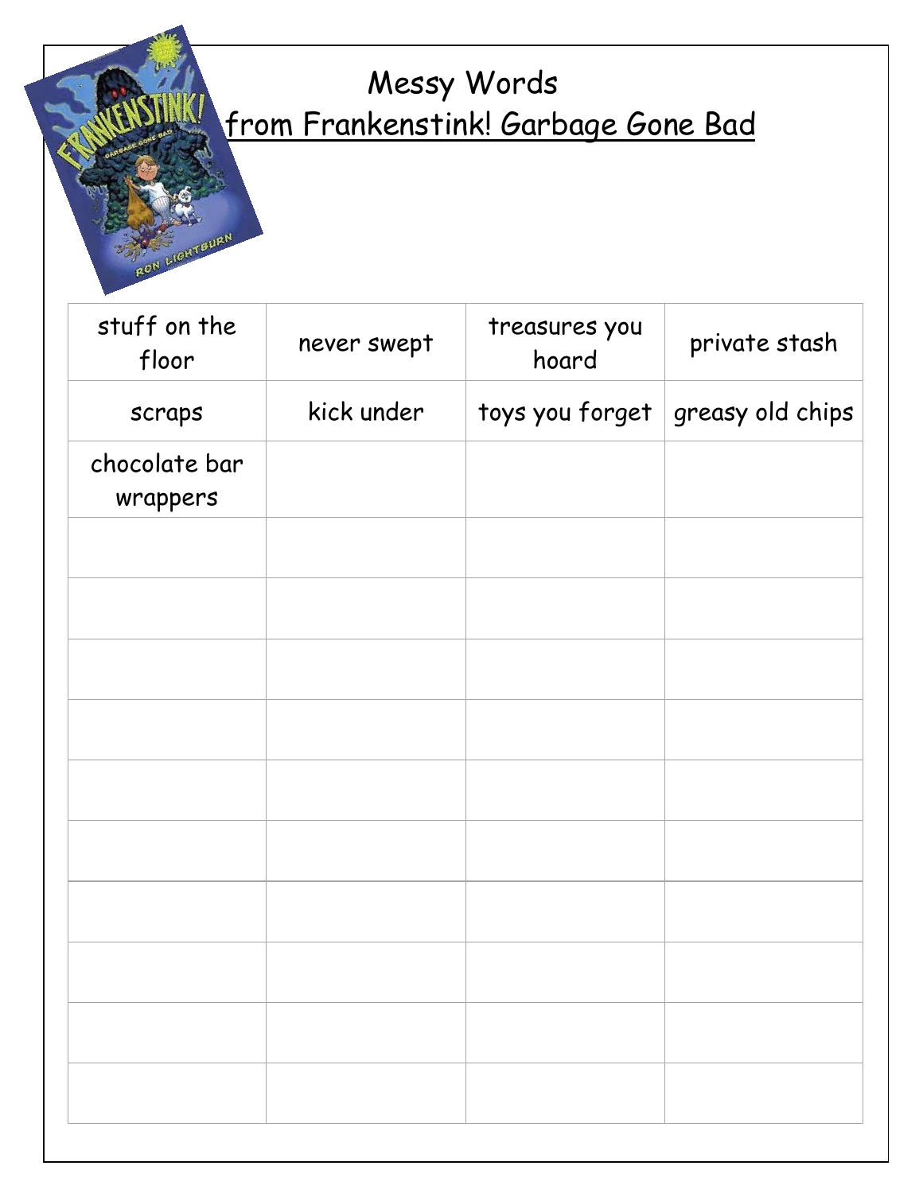# Messy Words

## from Frankenstink! Garbage Gone Bad

| | | | |
|---|---|---|---|
| stuff on the floor | never swept | treasures you hoard | private stash |
| scraps | kick under | toys you forget | greasy old chips |
| chocolate bar wrappers | | | |
| | | | |
| | | | |
| | | | |
| | | | |
| | | | |
| | | | |
| | | | |
| | | | |
| | | | |
| | | | |